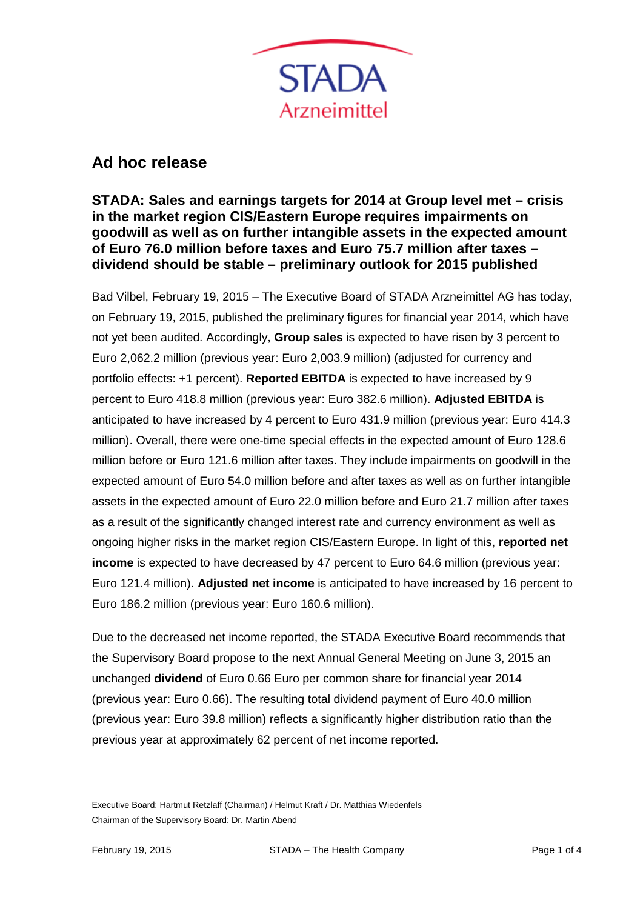STADA
Arzneimittel

# Ad hoc release

## STADA: Sales and earnings targets for 2014 at Group level met – crisis in the market region CIS/Eastern Europe requires impairments on goodwill as well as on further intangible assets in the expected amount of Euro 76.0 million before taxes and Euro 75.7 million after taxes – dividend should be stable – preliminary outlook for 2015 published

Bad Vilbel, February 19, 2015 – The Executive Board of STADA Arzneimittel AG has today, on February 19, 2015, published the preliminary figures for financial year 2014, which have not yet been audited. Accordingly, **Group sales** is expected to have risen by 3 percent to Euro 2,062.2 million (previous year: Euro 2,003.9 million) (adjusted for currency and portfolio effects: +1 percent). **Reported EBITDA** is expected to have increased by 9 percent to Euro 418.8 million (previous year: Euro 382.6 million). **Adjusted EBITDA** is anticipated to have increased by 4 percent to Euro 431.9 million (previous year: Euro 414.3 million). Overall, there were one-time special effects in the expected amount of Euro 128.6 million before or Euro 121.6 million after taxes. They include impairments on goodwill in the expected amount of Euro 54.0 million before and after taxes as well as on further intangible assets in the expected amount of Euro 22.0 million before and Euro 21.7 million after taxes as a result of the significantly changed interest rate and currency environment as well as ongoing higher risks in the market region CIS/Eastern Europe. In light of this, **reported net income** is expected to have decreased by 47 percent to Euro 64.6 million (previous year: Euro 121.4 million). **Adjusted net income** is anticipated to have increased by 16 percent to Euro 186.2 million (previous year: Euro 160.6 million).

Due to the decreased net income reported, the STADA Executive Board recommends that the Supervisory Board propose to the next Annual General Meeting on June 3, 2015 an unchanged **dividend** of Euro 0.66 Euro per common share for financial year 2014 (previous year: Euro 0.66). The resulting total dividend payment of Euro 40.0 million (previous year: Euro 39.8 million) reflects a significantly higher distribution ratio than the previous year at approximately 62 percent of net income reported.

Executive Board: Hartmut Retzlaff (Chairman) / Helmut Kraft / Dr. Matthias Wiedenfels
Chairman of the Supervisory Board: Dr. Martin Abend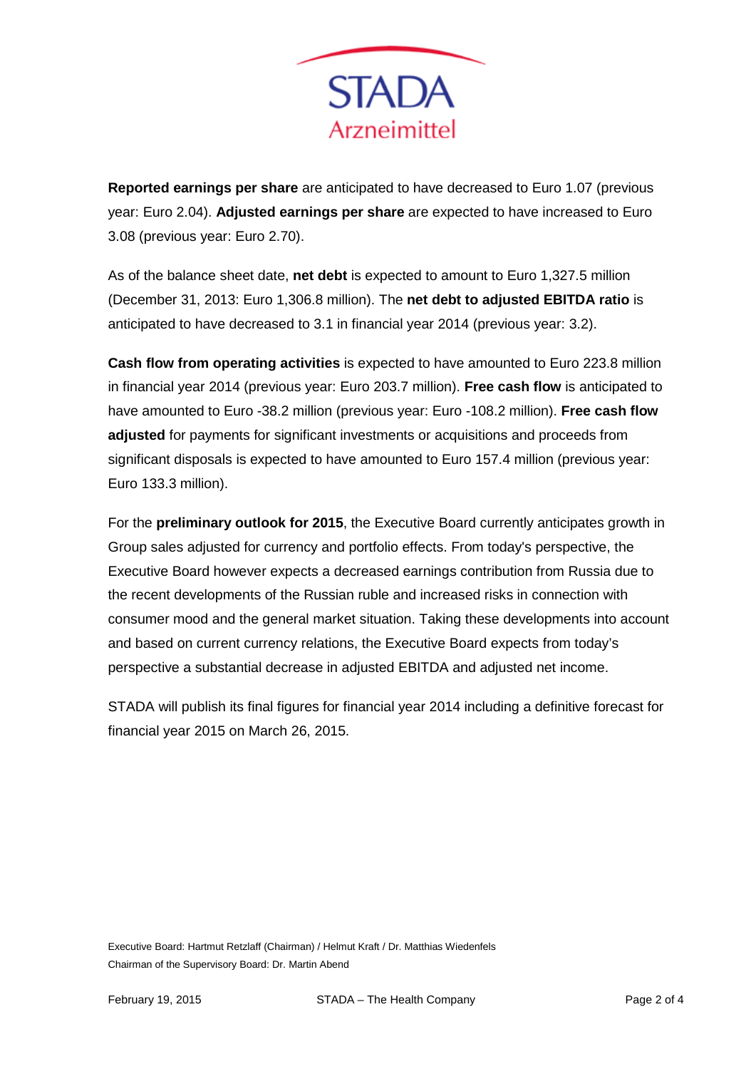**Reported earnings per share** are anticipated to have decreased to Euro 1.07 (previous year: Euro 2.04). **Adjusted earnings per share** are expected to have increased to Euro 3.08 (previous year: Euro 2.70).

As of the balance sheet date, **net debt** is expected to amount to Euro 1,327.5 million (December 31, 2013: Euro 1,306.8 million). The **net debt to adjusted EBITDA ratio** is anticipated to have decreased to 3.1 in financial year 2014 (previous year: 3.2).

**Cash flow from operating activities** is expected to have amounted to Euro 223.8 million in financial year 2014 (previous year: Euro 203.7 million). **Free cash flow** is anticipated to have amounted to Euro -38.2 million (previous year: Euro -108.2 million). **Free cash flow adjusted** for payments for significant investments or acquisitions and proceeds from significant disposals is expected to have amounted to Euro 157.4 million (previous year: Euro 133.3 million).

For the **preliminary outlook for 2015**, the Executive Board currently anticipates growth in Group sales adjusted for currency and portfolio effects. From today's perspective, the Executive Board however expects a decreased earnings contribution from Russia due to the recent developments of the Russian ruble and increased risks in connection with consumer mood and the general market situation. Taking these developments into account and based on current currency relations, the Executive Board expects from today's perspective a substantial decrease in adjusted EBITDA and adjusted net income.

STADA will publish its final figures for financial year 2014 including a definitive forecast for financial year 2015 on March 26, 2015.

Executive Board: Hartmut Retzlaff (Chairman) / Helmut Kraft / Dr. Matthias Wiedenfels
Chairman of the Supervisory Board: Dr. Martin Abend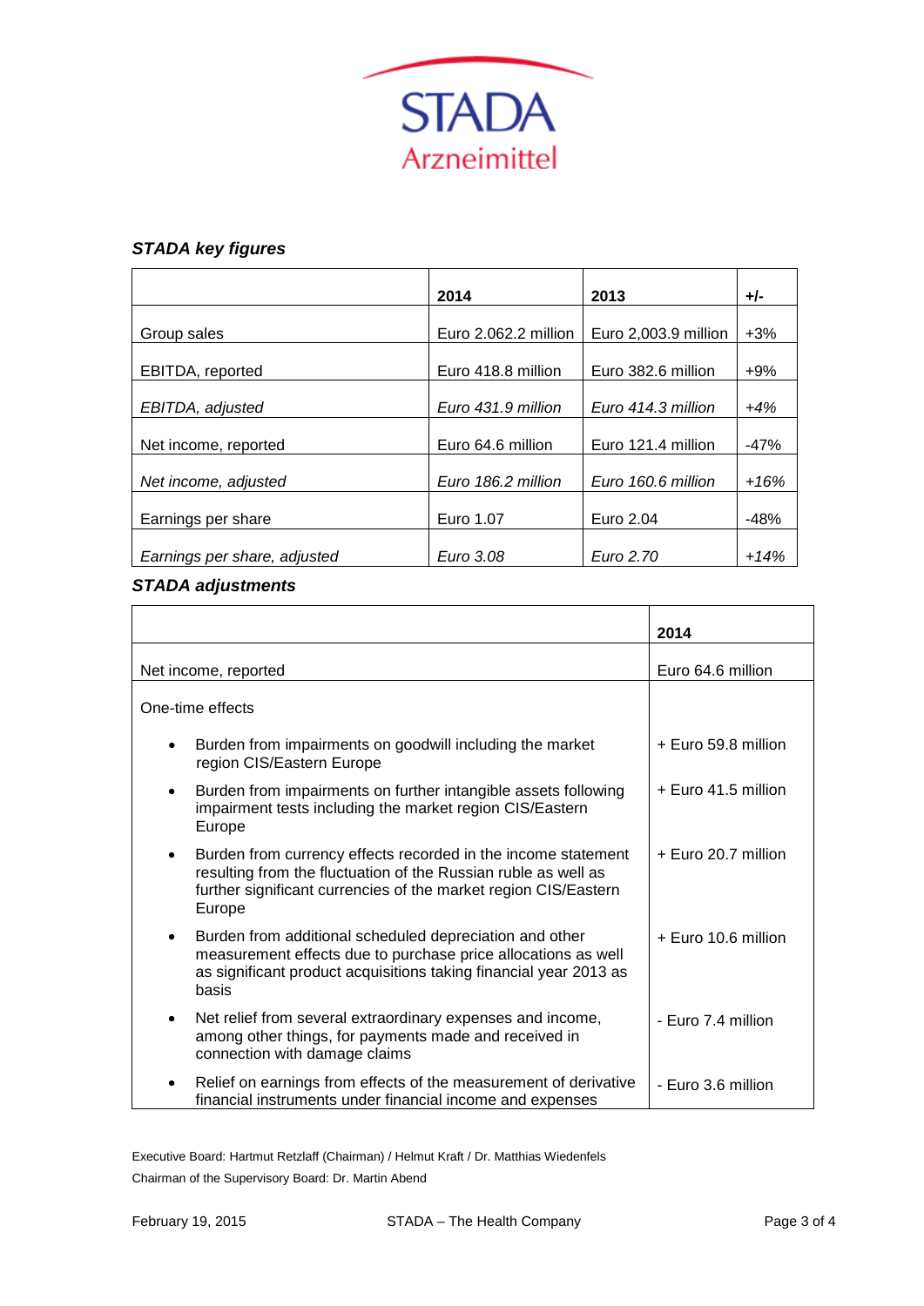***STADA key figures***

| | **2014** | **2013** | **+/-** |
|---|---|---|---|
| Group sales | Euro 2.062.2 million | Euro 2,003.9 million | +3% |
| EBITDA, reported | Euro 418.8 million | Euro 382.6 million | +9% |
| *EBITDA, adjusted* | *Euro 431.9 million* | *Euro 414.3 million* | *+4%* |
| Net income, reported | Euro 64.6 million | Euro 121.4 million | -47% |
| *Net income, adjusted* | *Euro 186.2 million* | *Euro 160.6 million* | *+16%* |
| Earnings per share | Euro 1.07 | Euro 2.04 | -48% |
| *Earnings per share, adjusted* | *Euro 3.08* | *Euro 2.70* | *+14%* |

***STADA adjustments***

| | **2014** |
|---|---|
| Net income, reported | Euro 64.6 million |
| One-time effects | |
| • Burden from impairments on goodwill including the market region CIS/Eastern Europe | + Euro 59.8 million |
| • Burden from impairments on further intangible assets following impairment tests including the market region CIS/Eastern Europe | + Euro 41.5 million |
| • Burden from currency effects recorded in the income statement resulting from the fluctuation of the Russian ruble as well as further significant currencies of the market region CIS/Eastern Europe | + Euro 20.7 million |
| • Burden from additional scheduled depreciation and other measurement effects due to purchase price allocations as well as significant product acquisitions taking financial year 2013 as basis | + Euro 10.6 million |
| • Net relief from several extraordinary expenses and income, among other things, for payments made and received in connection with damage claims | - Euro 7.4 million |
| • Relief on earnings from effects of the measurement of derivative financial instruments under financial income and expenses | - Euro 3.6 million |

Executive Board: Hartmut Retzlaff (Chairman) / Helmut Kraft / Dr. Matthias Wiedenfels

Chairman of the Supervisory Board: Dr. Martin Abend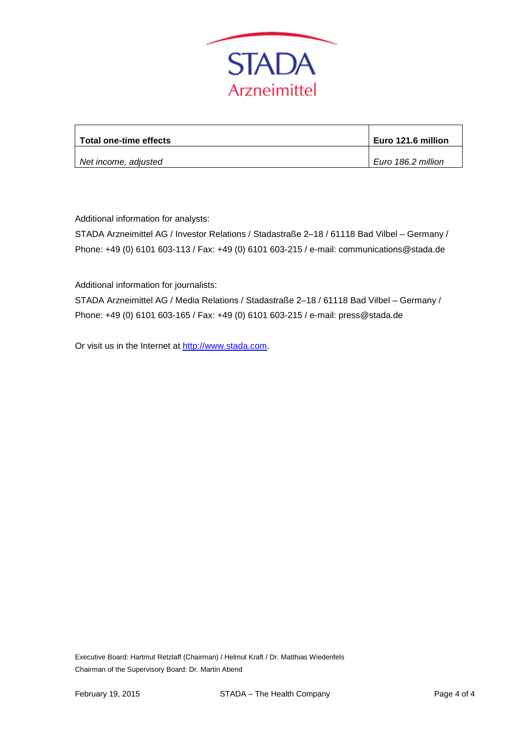| | |
|---|---|
| **Total one-time effects** | **Euro 121.6 million** |
| *Net income, adjusted* | *Euro 186.2 million* |

Additional information for analysts:
STADA Arzneimittel AG / Investor Relations / Stadastraße 2–18 / 61118 Bad Vilbel – Germany / Phone: +49 (0) 6101 603-113 / Fax: +49 (0) 6101 603-215 / e-mail: communications@stada.de

Additional information for journalists:
STADA Arzneimittel AG / Media Relations / Stadastraße 2–18 / 61118 Bad Vilbel – Germany / Phone: +49 (0) 6101 603-165 / Fax: +49 (0) 6101 603-215 / e-mail: press@stada.de

Or visit us in the Internet at [http://www.stada.com](http://www.stada.com).